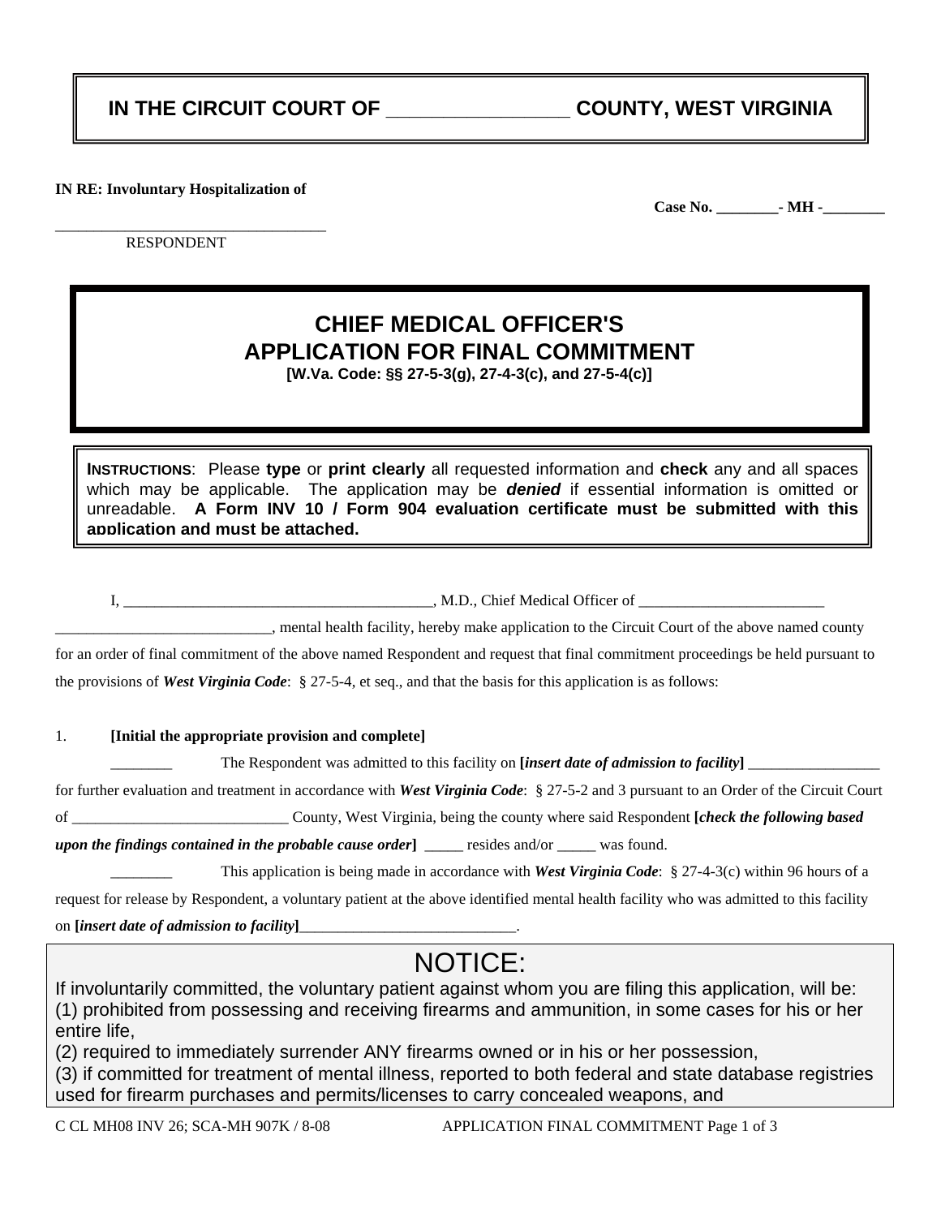# IN THE CIRCUIT COURT OF _________________ COUNTY, WEST VIRGINIA

**IN RE: Involuntary Hospitalization of**

**Case No. ________- MH -________**

__________________________________
RESPONDENT

## CHIEF MEDICAL OFFICER'S APPLICATION FOR FINAL COMMITMENT

**[W.Va. Code: §§ 27-5-3(g), 27-4-3(c), and 27-5-4(c)]**

**INSTRUCTIONS**: Please **type** or **print clearly** all requested information and **check** any and all spaces which may be applicable. The application may be ***denied*** if essential information is omitted or unreadable. **A Form INV 10 / Form 904 evaluation certificate must be submitted with this application and must be attached.**

I, ________________________________________, M.D., Chief Medical Officer of ________________________ ____________________________, mental health facility, hereby make application to the Circuit Court of the above named county for an order of final commitment of the above named Respondent and request that final commitment proceedings be held pursuant to the provisions of ***West Virginia Code***: § 27-5-4, et seq., and that the basis for this application is as follows:

1. **[Initial the appropriate provision and complete]**

________ The Respondent was admitted to this facility on **[*insert date of admission to facility*]** _________________ for further evaluation and treatment in accordance with ***West Virginia Code***: § 27-5-2 and 3 pursuant to an Order of the Circuit Court of ____________________________ County, West Virginia, being the county where said Respondent **[*check the following based upon the findings contained in the probable cause order*]** _____ resides and/or _____ was found.

________ This application is being made in accordance with ***West Virginia Code***: § 27-4-3(c) within 96 hours of a request for release by Respondent, a voluntary patient at the above identified mental health facility who was admitted to this facility on **[*insert date of admission to facility*]**____________________________.

## NOTICE:

If involuntarily committed, the voluntary patient against whom you are filing this application, will be:
(1) prohibited from possessing and receiving firearms and ammunition, in some cases for his or her entire life,
(2) required to immediately surrender ANY firearms owned or in his or her possession,
(3) if committed for treatment of mental illness, reported to both federal and state database registries used for firearm purchases and permits/licenses to carry concealed weapons, and

C CL MH08 INV 26; SCA-MH 907K / 8-08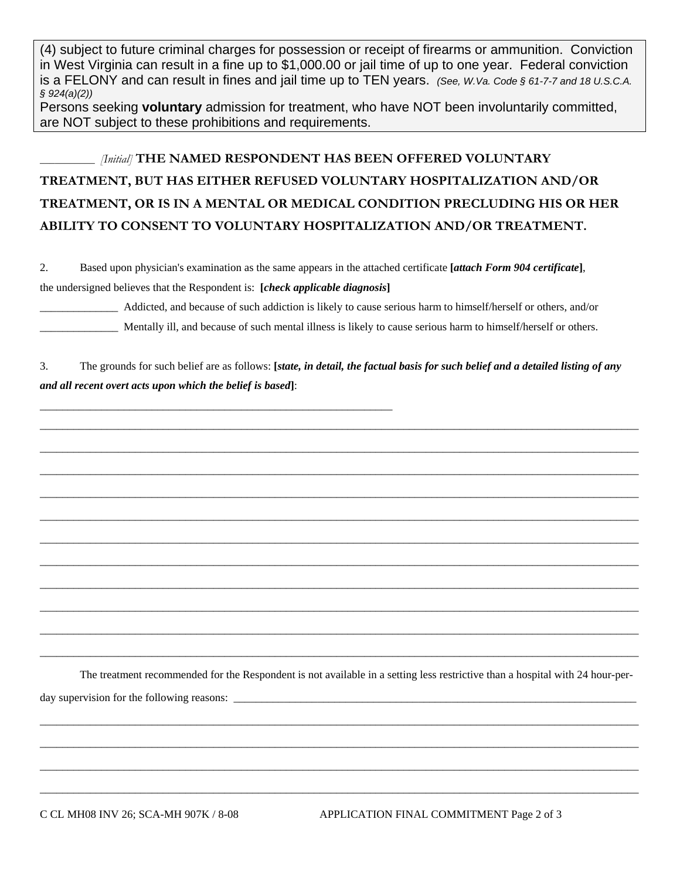(4) subject to future criminal charges for possession or receipt of firearms or ammunition. Conviction in West Virginia can result in a fine up to $1,000.00 or jail time of up to one year. Federal conviction is a FELONY and can result in fines and jail time up to TEN years. *(See, W.Va. Code § 61-7-7 and 18 U.S.C.A. § 924(a)(2))*
Persons seeking **voluntary** admission for treatment, who have NOT been involuntarily committed, are NOT subject to these prohibitions and requirements.

_________ *[Initial]* **THE NAMED RESPONDENT HAS BEEN OFFERED VOLUNTARY TREATMENT, BUT HAS EITHER REFUSED VOLUNTARY HOSPITALIZATION AND/OR TREATMENT, OR IS IN A MENTAL OR MEDICAL CONDITION PRECLUDING HIS OR HER ABILITY TO CONSENT TO VOLUNTARY HOSPITALIZATION AND/OR TREATMENT.**

2. Based upon physician's examination as the same appears in the attached certificate **[*attach Form 904 certificate*]**, the undersigned believes that the Respondent is: **[*check applicable diagnosis*]**

______________ Addicted, and because of such addiction is likely to cause serious harm to himself/herself or others, and/or

______________ Mentally ill, and because of such mental illness is likely to cause serious harm to himself/herself or others.

3. The grounds for such belief are as follows: **[*state, in detail, the factual basis for such belief and a detailed listing of any and all recent overt acts upon which the belief is based*]**:

_______________________________________________________________

_______________________________________________________________________________________________________________

_______________________________________________________________________________________________________________

_______________________________________________________________________________________________________________

_______________________________________________________________________________________________________________

_______________________________________________________________________________________________________________

_______________________________________________________________________________________________________________

_______________________________________________________________________________________________________________

_______________________________________________________________________________________________________________

_______________________________________________________________________________________________________________

_______________________________________________________________________________________________________________

_______________________________________________________________________________________________________________

The treatment recommended for the Respondent is not available in a setting less restrictive than a hospital with 24 hour-per-day supervision for the following reasons: ______________________________________________________________________________

_______________________________________________________________________________________________________________

_______________________________________________________________________________________________________________

_______________________________________________________________________________________________________________

_______________________________________________________________________________________________________________

C CL MH08 INV 26; SCA-MH 907K / 8-08 APPLICATION FINAL COMMITMENT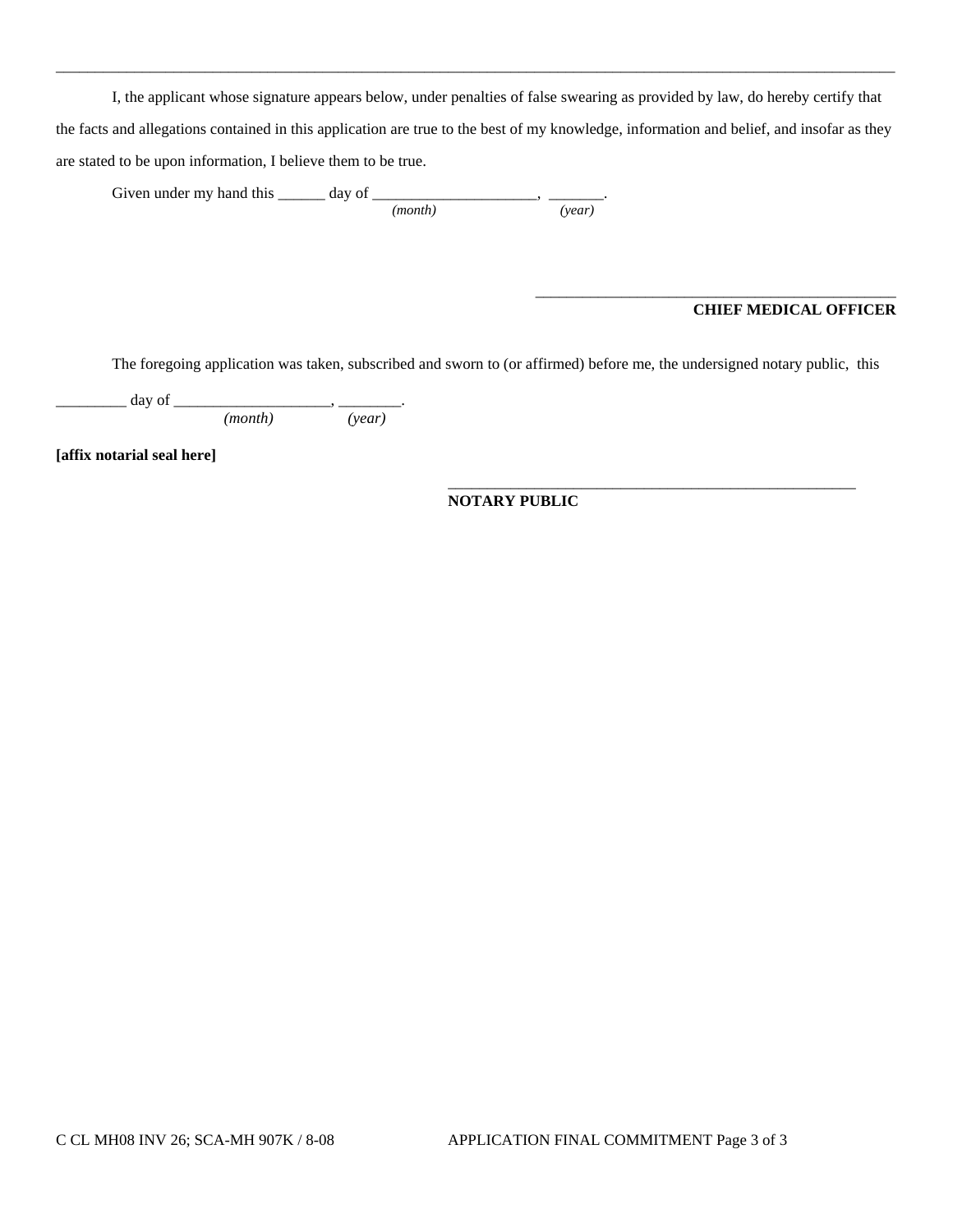---

I, the applicant whose signature appears below, under penalties of false swearing as provided by law, do hereby certify that the facts and allegations contained in this application are true to the best of my knowledge, information and belief, and insofar as they are stated to be upon information, I believe them to be true.

Given under my hand this ______ day of _____________________, _______.
*(month)* *(year)*

_______________________________________________
**CHIEF MEDICAL OFFICER**

The foregoing application was taken, subscribed and sworn to (or affirmed) before me, the undersigned notary public, this _________ day of ____________________, ________.
*(month)* *(year)*

**[affix notarial seal here]**

_____________________________________________________
**NOTARY PUBLIC**

C CL MH08 INV 26; SCA-MH 907K / 8-08 APPLICATION FINAL COMMITMENT